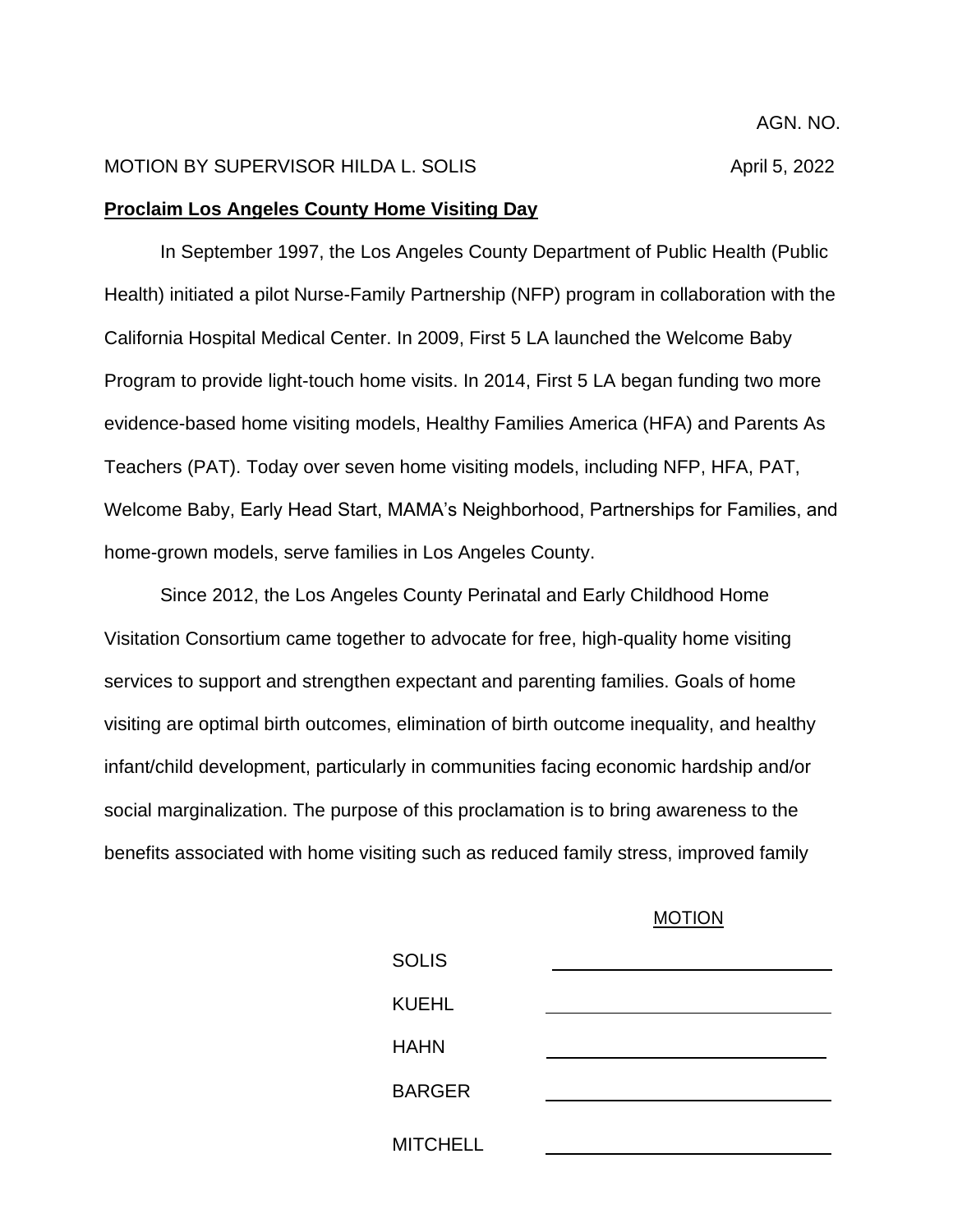AGN. NO.

MOTION BY SUPERVISOR HILDA L. SOLIS April 5, 2022

**Proclaim Los Angeles County Home Visiting Day**

In September 1997, the Los Angeles County Department of Public Health (Public Health) initiated a pilot Nurse-Family Partnership (NFP) program in collaboration with the California Hospital Medical Center. In 2009, First 5 LA launched the Welcome Baby Program to provide light-touch home visits. In 2014, First 5 LA began funding two more evidence-based home visiting models, Healthy Families America (HFA) and Parents As Teachers (PAT). Today over seven home visiting models, including NFP, HFA, PAT, Welcome Baby, Early Head Start, MAMA's Neighborhood, Partnerships for Families, and home-grown models, serve families in Los Angeles County.

Since 2012, the Los Angeles County Perinatal and Early Childhood Home Visitation Consortium came together to advocate for free, high-quality home visiting services to support and strengthen expectant and parenting families. Goals of home visiting are optimal birth outcomes, elimination of birth outcome inequality, and healthy infant/child development, particularly in communities facing economic hardship and/or social marginalization. The purpose of this proclamation is to bring awareness to the benefits associated with home visiting such as reduced family stress, improved family

| MOTION | |
|---|---|
| SOLIS | |
| KUEHL | |
| HAHN | |
| BARGER | |
| MITCHELL | |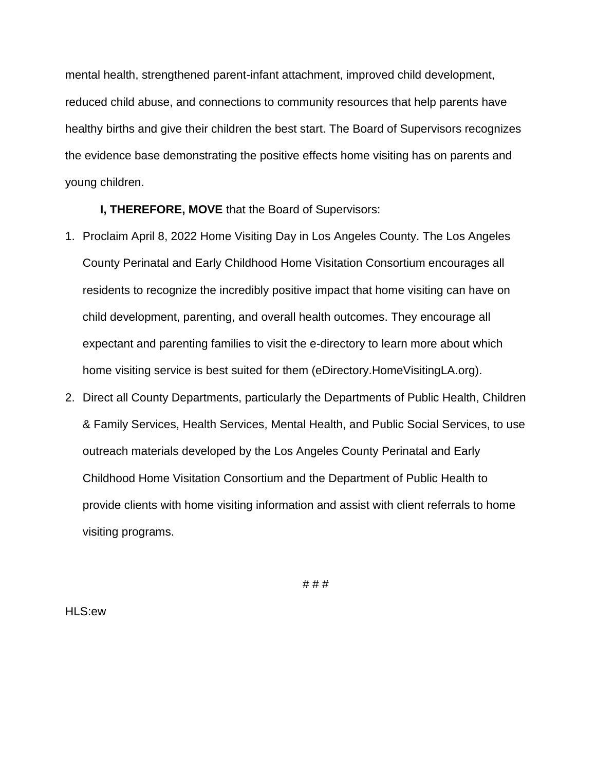mental health, strengthened parent-infant attachment, improved child development, reduced child abuse, and connections to community resources that help parents have healthy births and give their children the best start. The Board of Supervisors recognizes the evidence base demonstrating the positive effects home visiting has on parents and young children.

**I, THEREFORE, MOVE** that the Board of Supervisors:

1. Proclaim April 8, 2022 Home Visiting Day in Los Angeles County. The Los Angeles County Perinatal and Early Childhood Home Visitation Consortium encourages all residents to recognize the incredibly positive impact that home visiting can have on child development, parenting, and overall health outcomes. They encourage all expectant and parenting families to visit the e-directory to learn more about which home visiting service is best suited for them (eDirectory.HomeVisitingLA.org).
2. Direct all County Departments, particularly the Departments of Public Health, Children & Family Services, Health Services, Mental Health, and Public Social Services, to use outreach materials developed by the Los Angeles County Perinatal and Early Childhood Home Visitation Consortium and the Department of Public Health to provide clients with home visiting information and assist with client referrals to home visiting programs.

# # #

HLS:ew